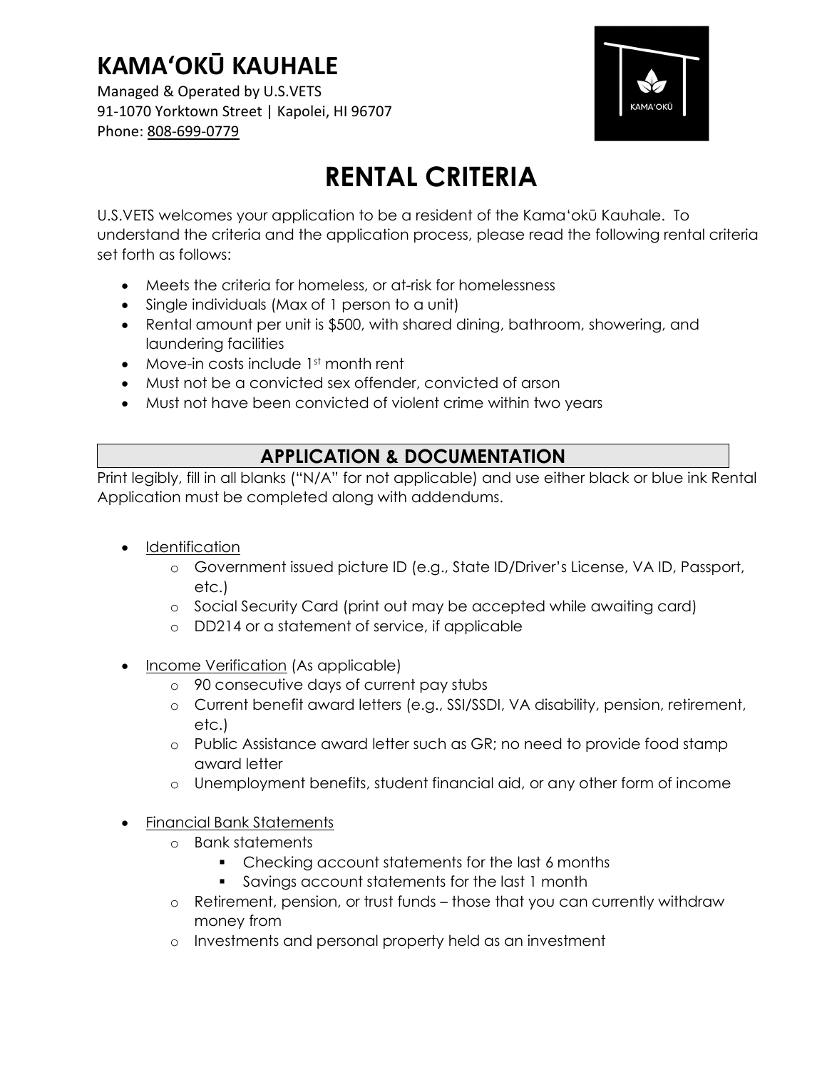# KAMAʻOKŪ KAUHALE

Managed & Operated by U.S.VETS
91-1070 Yorktown Street | Kapolei, HI 96707
Phone: 808-699-0779

# RENTAL CRITERIA

U.S.VETS welcomes your application to be a resident of the Kamaʻokū Kauhale. To understand the criteria and the application process, please read the following rental criteria set forth as follows:

- Meets the criteria for homeless, or at-risk for homelessness
- Single individuals (Max of 1 person to a unit)
- Rental amount per unit is $500, with shared dining, bathroom, showering, and laundering facilities
- Move-in costs include 1st month rent
- Must not be a convicted sex offender, convicted of arson
- Must not have been convicted of violent crime within two years

## APPLICATION & DOCUMENTATION

Print legibly, fill in all blanks ("N/A" for not applicable) and use either black or blue ink Rental Application must be completed along with addendums.

- Identification
  - Government issued picture ID (e.g., State ID/Driver's License, VA ID, Passport, etc.)
  - Social Security Card (print out may be accepted while awaiting card)
  - DD214 or a statement of service, if applicable
- Income Verification (As applicable)
  - 90 consecutive days of current pay stubs
  - Current benefit award letters (e.g., SSI/SSDI, VA disability, pension, retirement, etc.)
  - Public Assistance award letter such as GR; no need to provide food stamp award letter
  - Unemployment benefits, student financial aid, or any other form of income
- Financial Bank Statements
  - Bank statements
    - Checking account statements for the last 6 months
    - Savings account statements for the last 1 month
  - Retirement, pension, or trust funds – those that you can currently withdraw money from
  - Investments and personal property held as an investment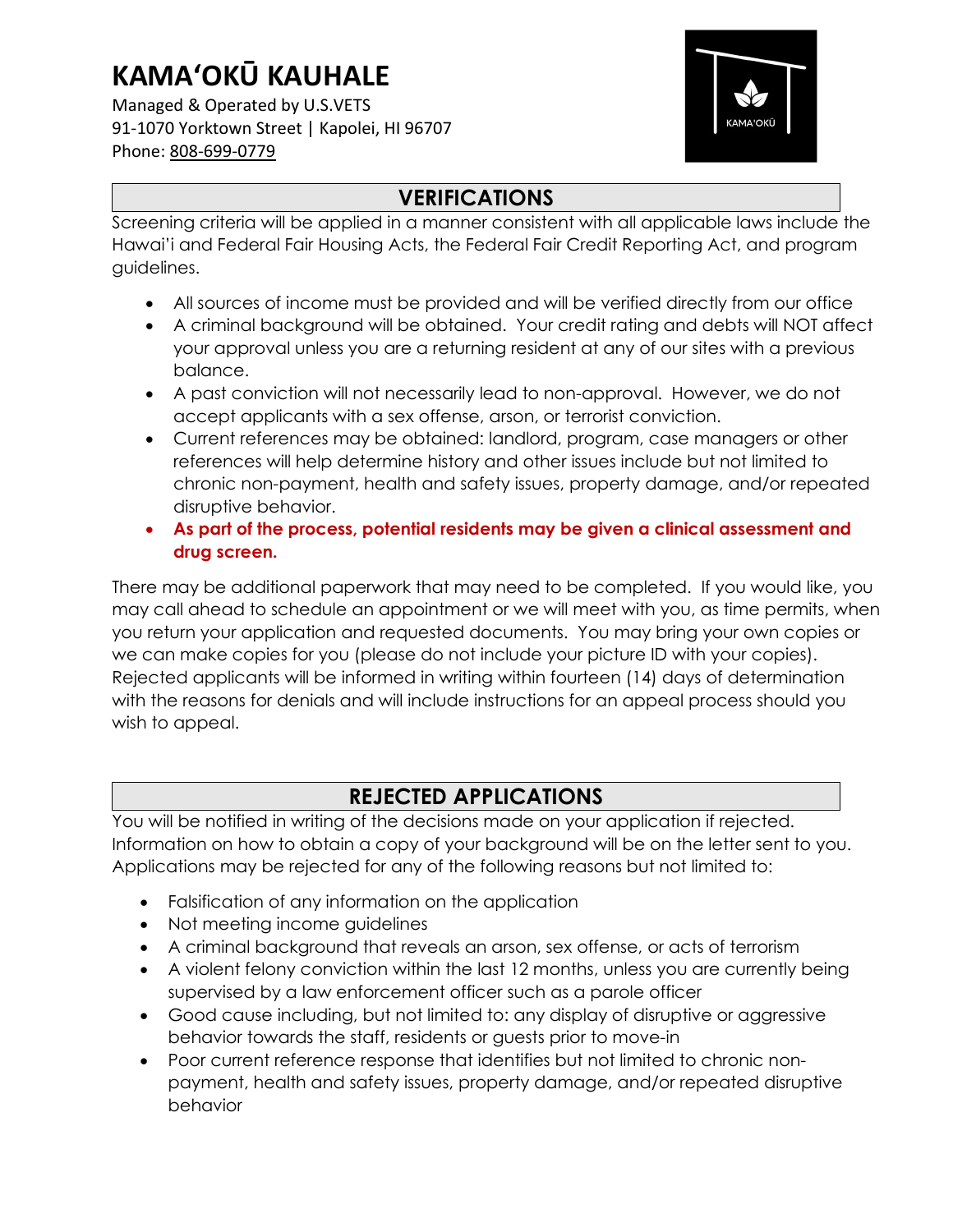# KAMAʻOKŪ KAUHALE

Managed & Operated by U.S.VETS
91-1070 Yorktown Street | Kapolei, HI 96707
Phone: 808-699-0779

## VERIFICATIONS

Screening criteria will be applied in a manner consistent with all applicable laws include the Hawai'i and Federal Fair Housing Acts, the Federal Fair Credit Reporting Act, and program guidelines.

- All sources of income must be provided and will be verified directly from our office
- A criminal background will be obtained. Your credit rating and debts will NOT affect your approval unless you are a returning resident at any of our sites with a previous balance.
- A past conviction will not necessarily lead to non-approval. However, we do not accept applicants with a sex offense, arson, or terrorist conviction.
- Current references may be obtained: landlord, program, case managers or other references will help determine history and other issues include but not limited to chronic non-payment, health and safety issues, property damage, and/or repeated disruptive behavior.
- **As part of the process, potential residents may be given a clinical assessment and drug screen.**

There may be additional paperwork that may need to be completed. If you would like, you may call ahead to schedule an appointment or we will meet with you, as time permits, when you return your application and requested documents. You may bring your own copies or we can make copies for you (please do not include your picture ID with your copies). Rejected applicants will be informed in writing within fourteen (14) days of determination with the reasons for denials and will include instructions for an appeal process should you wish to appeal.

## REJECTED APPLICATIONS

You will be notified in writing of the decisions made on your application if rejected. Information on how to obtain a copy of your background will be on the letter sent to you. Applications may be rejected for any of the following reasons but not limited to:

- Falsification of any information on the application
- Not meeting income guidelines
- A criminal background that reveals an arson, sex offense, or acts of terrorism
- A violent felony conviction within the last 12 months, unless you are currently being supervised by a law enforcement officer such as a parole officer
- Good cause including, but not limited to: any display of disruptive or aggressive behavior towards the staff, residents or guests prior to move-in
- Poor current reference response that identifies but not limited to chronic non-payment, health and safety issues, property damage, and/or repeated disruptive behavior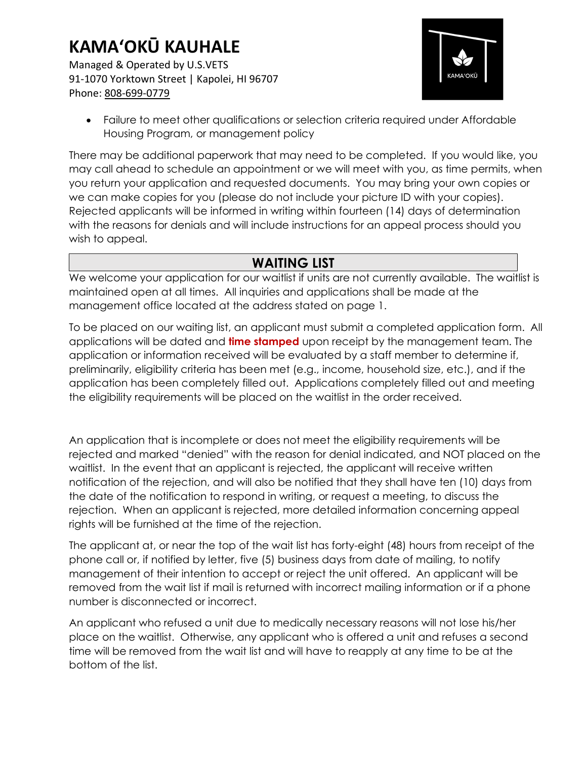- Failure to meet other qualifications or selection criteria required under Affordable Housing Program, or management policy

There may be additional paperwork that may need to be completed. If you would like, you may call ahead to schedule an appointment or we will meet with you, as time permits, when you return your application and requested documents. You may bring your own copies or we can make copies for you (please do not include your picture ID with your copies). Rejected applicants will be informed in writing within fourteen (14) days of determination with the reasons for denials and will include instructions for an appeal process should you wish to appeal.

## WAITING LIST

We welcome your application for our waitlist if units are not currently available. The waitlist is maintained open at all times. All inquiries and applications shall be made at the management office located at the address stated on page 1.

To be placed on our waiting list, an applicant must submit a completed application form. All applications will be dated and **time stamped** upon receipt by the management team. The application or information received will be evaluated by a staff member to determine if, preliminarily, eligibility criteria has been met (e.g., income, household size, etc.), and if the application has been completely filled out. Applications completely filled out and meeting the eligibility requirements will be placed on the waitlist in the order received.

An application that is incomplete or does not meet the eligibility requirements will be rejected and marked "denied" with the reason for denial indicated, and NOT placed on the waitlist. In the event that an applicant is rejected, the applicant will receive written notification of the rejection, and will also be notified that they shall have ten (10) days from the date of the notification to respond in writing, or request a meeting, to discuss the rejection. When an applicant is rejected, more detailed information concerning appeal rights will be furnished at the time of the rejection.

The applicant at, or near the top of the wait list has forty-eight (48) hours from receipt of the phone call or, if notified by letter, five (5) business days from date of mailing, to notify management of their intention to accept or reject the unit offered. An applicant will be removed from the wait list if mail is returned with incorrect mailing information or if a phone number is disconnected or incorrect.

An applicant who refused a unit due to medically necessary reasons will not lose his/her place on the waitlist. Otherwise, any applicant who is offered a unit and refuses a second time will be removed from the wait list and will have to reapply at any time to be at the bottom of the list.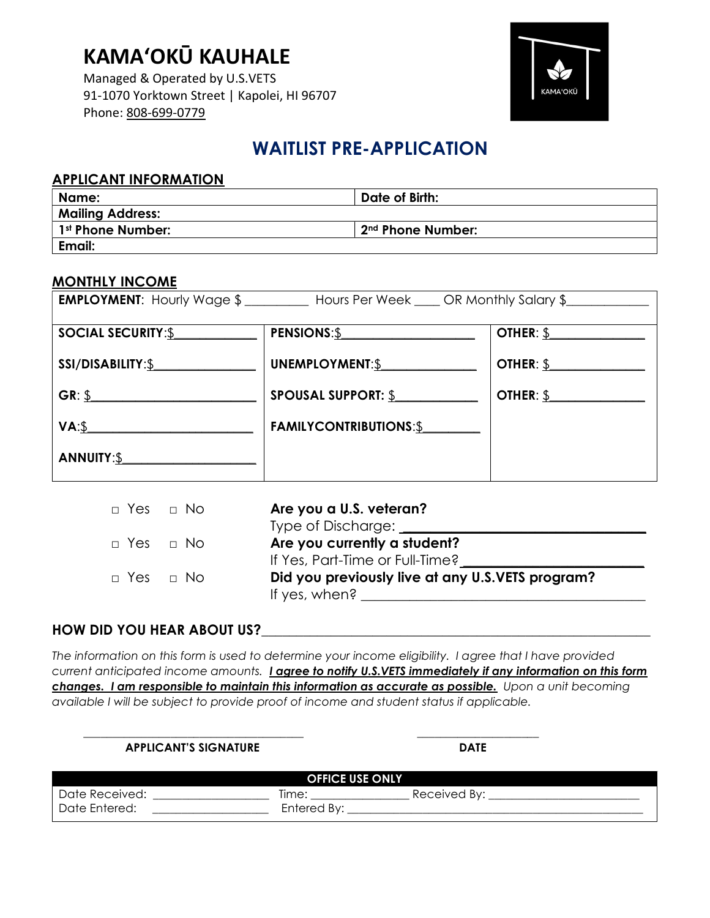# KAMA'OKŪ KAUHALE

Managed & Operated by U.S.VETS
91-1070 Yorktown Street | Kapolei, HI 96707
Phone: 808-699-0779

## WAITLIST PRE-APPLICATION

### APPLICANT INFORMATION

| Name: | Date of Birth: |
|---|---|
| Mailing Address: | |
| 1st Phone Number: | 2nd Phone Number: |
| Email: | |

### MONTHLY INCOME

| EMPLOYMENT: Hourly Wage $ _________ Hours Per Week ____ OR Monthly Salary $____________ | | |
|---|---|---|
| SOCIAL SECURITY:$____________ | PENSIONS:$____________________ | OTHER: $______________ |
| SSI/DISABILITY:$________________ | UNEMPLOYMENT:$______________ | OTHER: $______________ |
| GR: $_________________________ | SPOUSAL SUPPORT: $____________ | OTHER: $______________ |
| VA:$_________________________ | FAMILYCONTRIBUTIONS:$_________ | |
| ANNUITY:$____________________ | | |

□ Yes □ No **Are you a U.S. veteran?**
Type of Discharge: _________________________________

□ Yes □ No **Are you currently a student?**
If Yes, Part-Time or Full-Time? ________________________

□ Yes □ No **Did you previously live at any U.S.VETS program?**
If yes, when? ________________________________________

**HOW DID YOU HEAR ABOUT US?**____________________________________________________________

*The information on this form is used to determine your income eligibility. I agree that I have provided current anticipated income amounts.* ***I agree to notify U.S.VETS immediately if any information on this form changes. I am responsible to maintain this information as accurate as possible.*** *Upon a unit becoming available I will be subject to provide proof of income and student status if applicable.*

____________________________________ ____________________

**APPLICANT'S SIGNATURE** **DATE**

| OFFICE USE ONLY | | |
|---|---|---|
| Date Received: ___________________ | Time: ________________ | Received By: _________________________ |
| Date Entered: ___________________ | Entered By: __________________________________________________ | |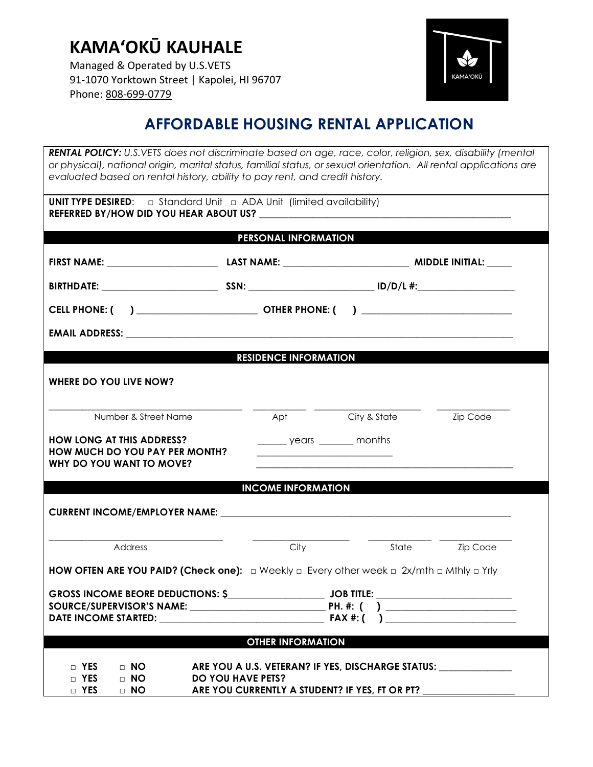# KAMAʻOKŪ KAUHALE

Managed & Operated by U.S.VETS
91-1070 Yorktown Street | Kapolei, HI 96707
Phone: 808-699-0779

KAMA'OKŪ

## AFFORDABLE HOUSING RENTAL APPLICATION

***RENTAL POLICY:*** *U.S.VETS does not discriminate based on age, race, color, religion, sex, disability (mental or physical), national origin, marital status, familial status, or sexual orientation. All rental applications are evaluated based on rental history, ability to pay rent, and credit history.*

**UNIT TYPE DESIRED**: □ Standard Unit □ ADA Unit (limited availability)
**REFERRED BY/HOW DID YOU HEAR ABOUT US?** ______________________________________________

### PERSONAL INFORMATION

**FIRST NAME:** ____________________ **LAST NAME:** ______________________ **MIDDLE INITIAL:** _____

**BIRTHDATE:** ____________________ **SSN:** ______________________ **ID/D/L #:**__________________

**CELL PHONE: (     )** ______________________ **OTHER PHONE: (     )** ___________________________

**EMAIL ADDRESS:** ___________________________________________________________________________

### RESIDENCE INFORMATION

**WHERE DO YOU LIVE NOW?**

__________________________________ _________ __________________ ____________
Number & Street Name | Apt | City & State | Zip Code

**HOW LONG AT THIS ADDRESS?** ______ years _______ months
**HOW MUCH DO YOU PAY PER MONTH?** ________________________
**WHY DO YOU WANT TO MOVE?** _______________________________________________

### INCOME INFORMATION

**CURRENT INCOME/EMPLOYER NAME:** ____________________________________________________

__________________________________ __________________ ___________ ____________
Address | City | State | Zip Code

**HOW OFTEN ARE YOU PAID? (Check one):** □ Weekly □ Every other week □ 2x/mth □ Mthly □ Yrly

**GROSS INCOME BEORE DEDUCTIONS: $**_________________ **JOB TITLE:** _________________________
**SOURCE/SUPERVISOR'S NAME:** ________________________ **PH. #: (     )** _______________________
**DATE INCOME STARTED:** _____________________________ **FAX #: (     )** _______________________

### OTHER INFORMATION

□ **YES** □ **NO** **ARE YOU A U.S. VETERAN? IF YES, DISCHARGE STATUS:** _____________
□ **YES** □ **NO** **DO YOU HAVE PETS?**
□ **YES** □ **NO** **ARE YOU CURRENTLY A STUDENT? IF YES, FT OR PT?** ________________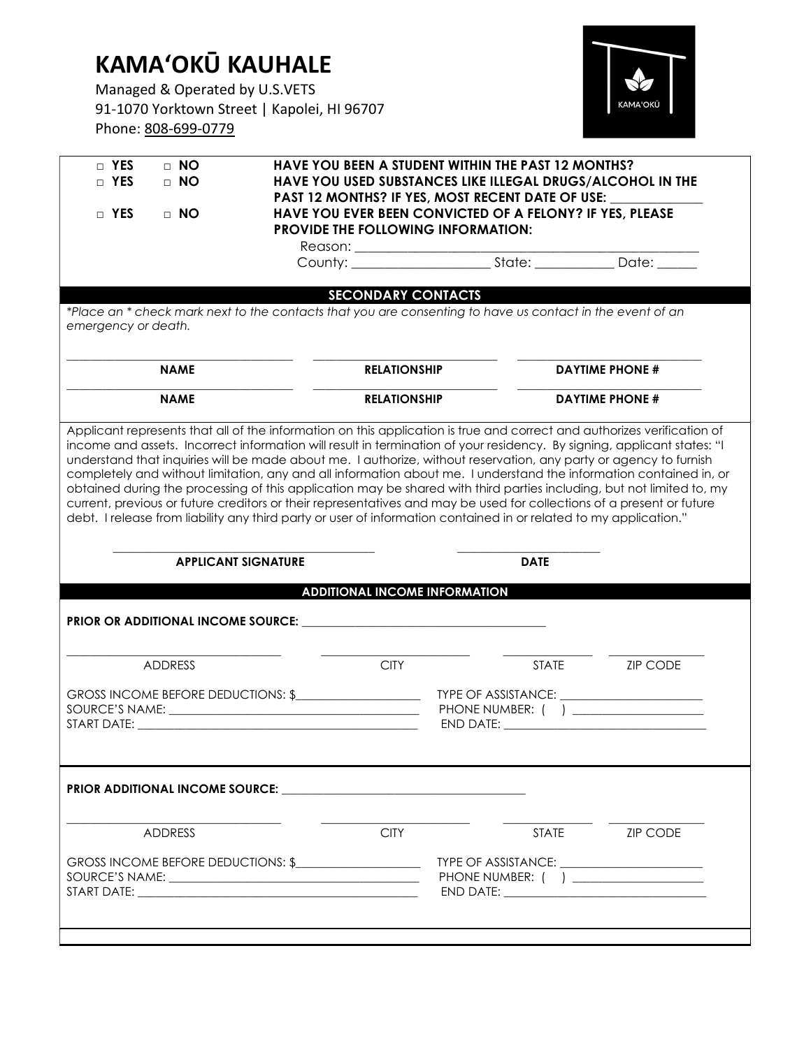# KAMA'OKŪ KAUHALE

Managed & Operated by U.S.VETS
91-1070 Yorktown Street | Kapolei, HI 96707
Phone: 808-699-0779

KAMA'OKŪ

□ YES □ NO **HAVE YOU BEEN A STUDENT WITHIN THE PAST 12 MONTHS?**

□ YES □ NO **HAVE YOU USED SUBSTANCES LIKE ILLEGAL DRUGS/ALCOHOL IN THE PAST 12 MONTHS? IF YES, MOST RECENT DATE OF USE:** _____________

□ YES □ NO **HAVE YOU EVER BEEN CONVICTED OF A FELONY? IF YES, PLEASE PROVIDE THE FOLLOWING INFORMATION:**

Reason: ___________________________________________________

County: ____________________ State: ___________ Date: ______

## SECONDARY CONTACTS

*Place an * check mark next to the contacts that you are consenting to have us contact in the event of an emergency or death.*

| NAME | RELATIONSHIP | DAYTIME PHONE # |
|---|---|---|
| | | |
| | | |

Applicant represents that all of the information on this application is true and correct and authorizes verification of income and assets. Incorrect information will result in termination of your residency. By signing, applicant states: "I understand that inquiries will be made about me. I authorize, without reservation, any party or agency to furnish completely and without limitation, any and all information about me. I understand the information contained in, or obtained during the processing of this application may be shared with third parties including, but not limited to, my current, previous or future creditors or their representatives and may be used for collections of a present or future debt. I release from liability any third party or user of information contained in or related to my application."

_______________________________ **APPLICANT SIGNATURE**

_______________________ **DATE**

## ADDITIONAL INCOME INFORMATION

**PRIOR OR ADDITIONAL INCOME SOURCE:** ________________________________________

| ADDRESS | CITY | STATE | ZIP CODE |
|---|---|---|---|
| | | | |

GROSS INCOME BEFORE DEDUCTIONS: $____________________ TYPE OF ASSISTANCE: _______________________

SOURCE'S NAME: __________________________________________ PHONE NUMBER: ( ) ____________________

START DATE: ____________________________________________ END DATE: ________________________________

**PRIOR ADDITIONAL INCOME SOURCE:** ________________________________________

| ADDRESS | CITY | STATE | ZIP CODE |
|---|---|---|---|
| | | | |

GROSS INCOME BEFORE DEDUCTIONS: $____________________ TYPE OF ASSISTANCE: _______________________

SOURCE'S NAME: __________________________________________ PHONE NUMBER: ( ) ____________________

START DATE: ____________________________________________ END DATE: ________________________________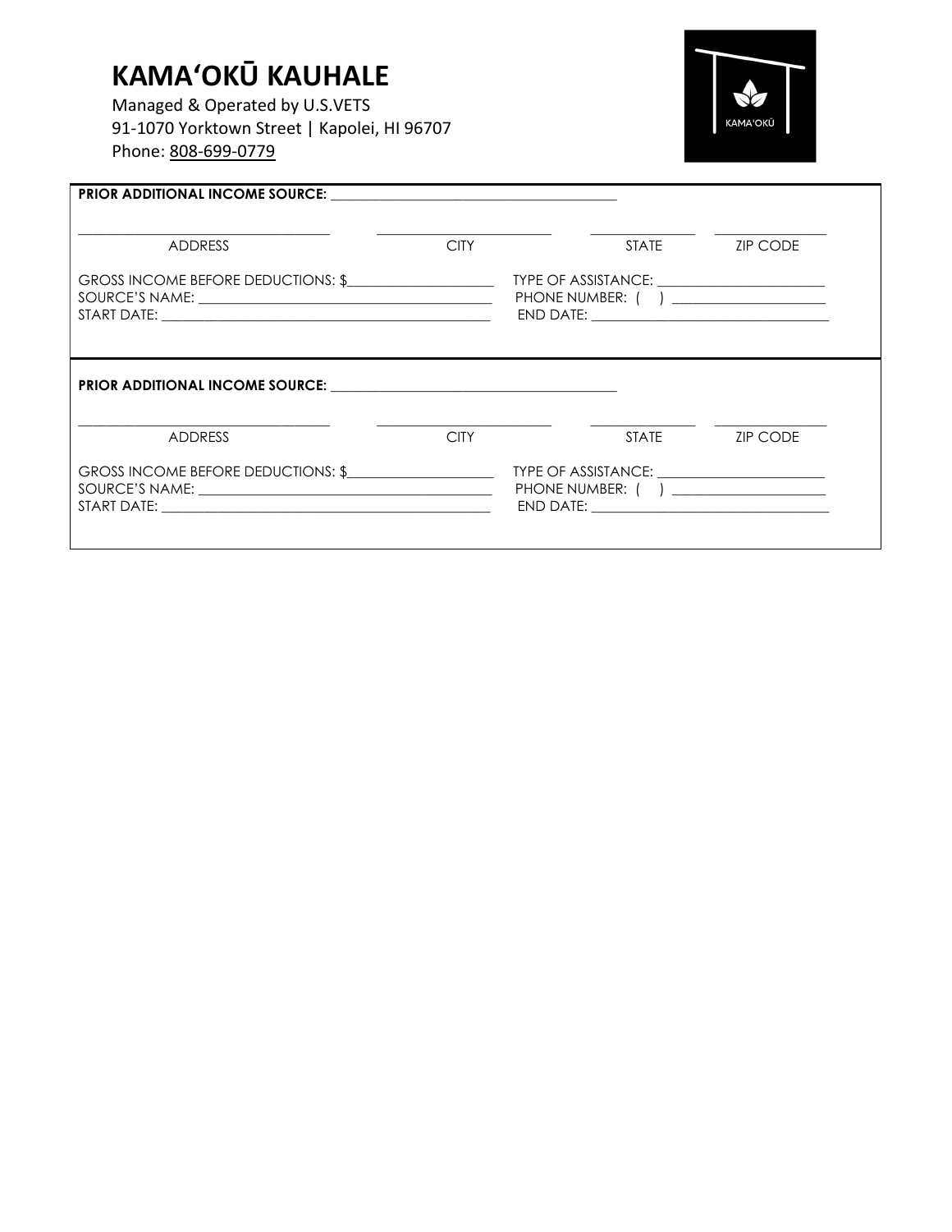# KAMA'OKŪ KAUHALE

Managed & Operated by U.S.VETS
91-1070 Yorktown Street | Kapolei, HI 96707
Phone: 808-699-0779

**PRIOR ADDITIONAL INCOME SOURCE:** ______________________________________

| ______________________ | ______________________ | ______________ | ______________ |
| --- | --- | --- | --- |
| ADDRESS | CITY | STATE | ZIP CODE |

GROSS INCOME BEFORE DEDUCTIONS: $____________________ TYPE OF ASSISTANCE: ______________________
SOURCE'S NAME: ______________________________________ PHONE NUMBER: ( ) ____________________
START DATE: ______________________________________ END DATE: ______________________________

**PRIOR ADDITIONAL INCOME SOURCE:** ______________________________________

| ______________________ | ______________________ | ______________ | ______________ |
| --- | --- | --- | --- |
| ADDRESS | CITY | STATE | ZIP CODE |

GROSS INCOME BEFORE DEDUCTIONS: $____________________ TYPE OF ASSISTANCE: ______________________
SOURCE'S NAME: ______________________________________ PHONE NUMBER: ( ) ____________________
START DATE: ______________________________________ END DATE: ______________________________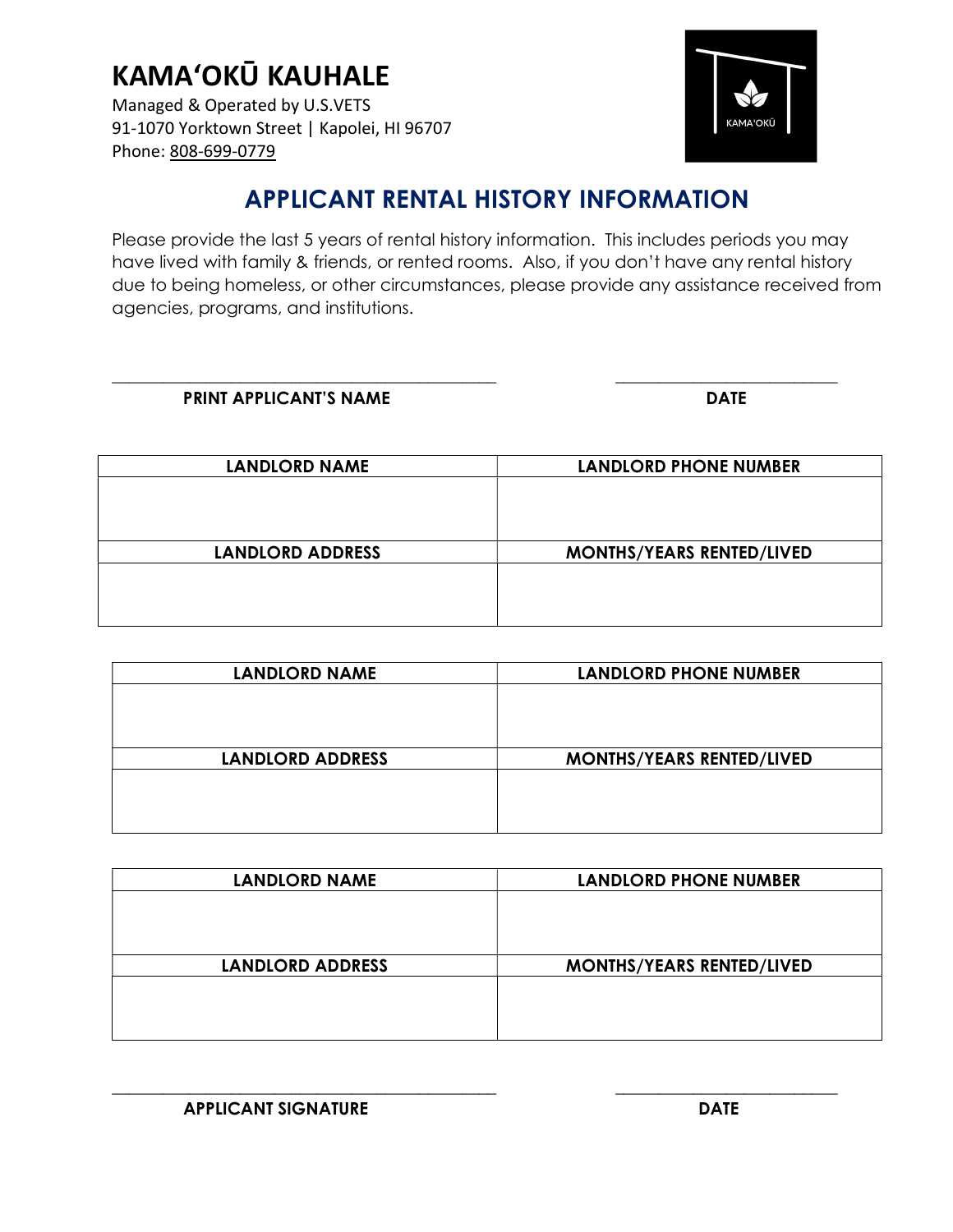# KAMAʻOKŪ KAUHALE

Managed & Operated by U.S.VETS
91-1070 Yorktown Street | Kapolei, HI 96707
Phone: 808-699-0779

## APPLICANT RENTAL HISTORY INFORMATION

Please provide the last 5 years of rental history information. This includes periods you may have lived with family & friends, or rented rooms. Also, if you don't have any rental history due to being homeless, or other circumstances, please provide any assistance received from agencies, programs, and institutions.

______________________________________________ &nbsp;&nbsp;&nbsp;&nbsp;&nbsp;&nbsp;&nbsp;&nbsp; __________________________

**PRINT APPLICANT'S NAME** &nbsp;&nbsp;&nbsp;&nbsp;&nbsp;&nbsp;&nbsp;&nbsp;&nbsp;&nbsp;&nbsp;&nbsp;&nbsp;&nbsp;&nbsp;&nbsp;&nbsp;&nbsp;&nbsp;&nbsp;&nbsp;&nbsp;&nbsp;&nbsp;&nbsp;&nbsp;&nbsp;&nbsp;&nbsp;&nbsp;&nbsp;&nbsp;&nbsp;&nbsp;&nbsp;&nbsp; **DATE**

| LANDLORD NAME | LANDLORD PHONE NUMBER |
|---|---|
| | |
| **LANDLORD ADDRESS** | **MONTHS/YEARS RENTED/LIVED** |
| | |

| LANDLORD NAME | LANDLORD PHONE NUMBER |
|---|---|
| | |
| **LANDLORD ADDRESS** | **MONTHS/YEARS RENTED/LIVED** |
| | |

| LANDLORD NAME | LANDLORD PHONE NUMBER |
|---|---|
| | |
| **LANDLORD ADDRESS** | **MONTHS/YEARS RENTED/LIVED** |
| | |

______________________________________________ &nbsp;&nbsp;&nbsp;&nbsp;&nbsp;&nbsp;&nbsp;&nbsp; __________________________

**APPLICANT SIGNATURE** &nbsp;&nbsp;&nbsp;&nbsp;&nbsp;&nbsp;&nbsp;&nbsp;&nbsp;&nbsp;&nbsp;&nbsp;&nbsp;&nbsp;&nbsp;&nbsp;&nbsp;&nbsp;&nbsp;&nbsp;&nbsp;&nbsp;&nbsp;&nbsp;&nbsp;&nbsp;&nbsp;&nbsp;&nbsp;&nbsp;&nbsp;&nbsp;&nbsp;&nbsp;&nbsp;&nbsp;&nbsp;&nbsp;&nbsp;&nbsp; **DATE**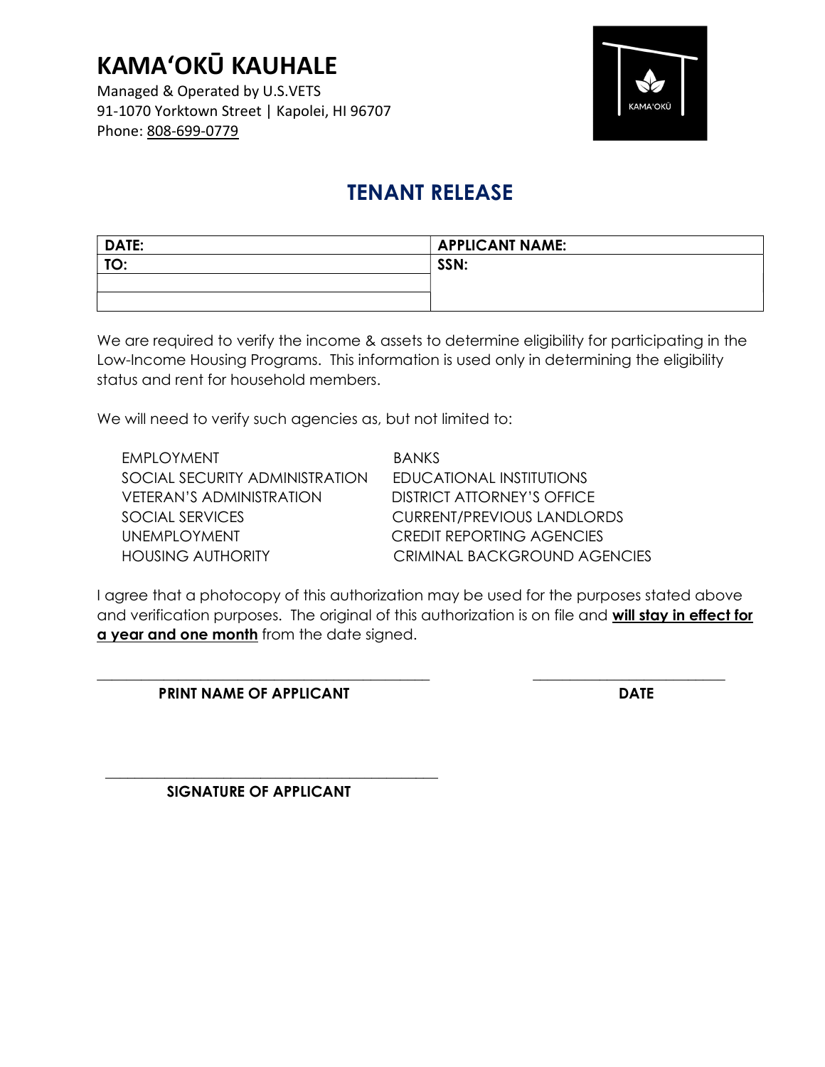# KAMAʻOKŪ KAUHALE

Managed & Operated by U.S.VETS
91-1070 Yorktown Street | Kapolei, HI 96707
Phone: 808-699-0779

KAMA'OKŪ

## TENANT RELEASE

| DATE: | APPLICANT NAME: |
|---|---|
| TO: | SSN: |
| | |
| | |

We are required to verify the income & assets to determine eligibility for participating in the Low-Income Housing Programs. This information is used only in determining the eligibility status and rent for household members.

We will need to verify such agencies as, but not limited to:

| | |
|---|---|
| EMPLOYMENT | BANKS |
| SOCIAL SECURITY ADMINISTRATION | EDUCATIONAL INSTITUTIONS |
| VETERAN'S ADMINISTRATION | DISTRICT ATTORNEY'S OFFICE |
| SOCIAL SERVICES | CURRENT/PREVIOUS LANDLORDS |
| UNEMPLOYMENT | CREDIT REPORTING AGENCIES |
| HOUSING AUTHORITY | CRIMINAL BACKGROUND AGENCIES |

I agree that a photocopy of this authorization may be used for the purposes stated above and verification purposes. The original of this authorization is on file and **will stay in effect for a year and one month** from the date signed.

______________________________________________ ___________________________

**PRINT NAME OF APPLICANT** **DATE**

______________________________________________

**SIGNATURE OF APPLICANT**